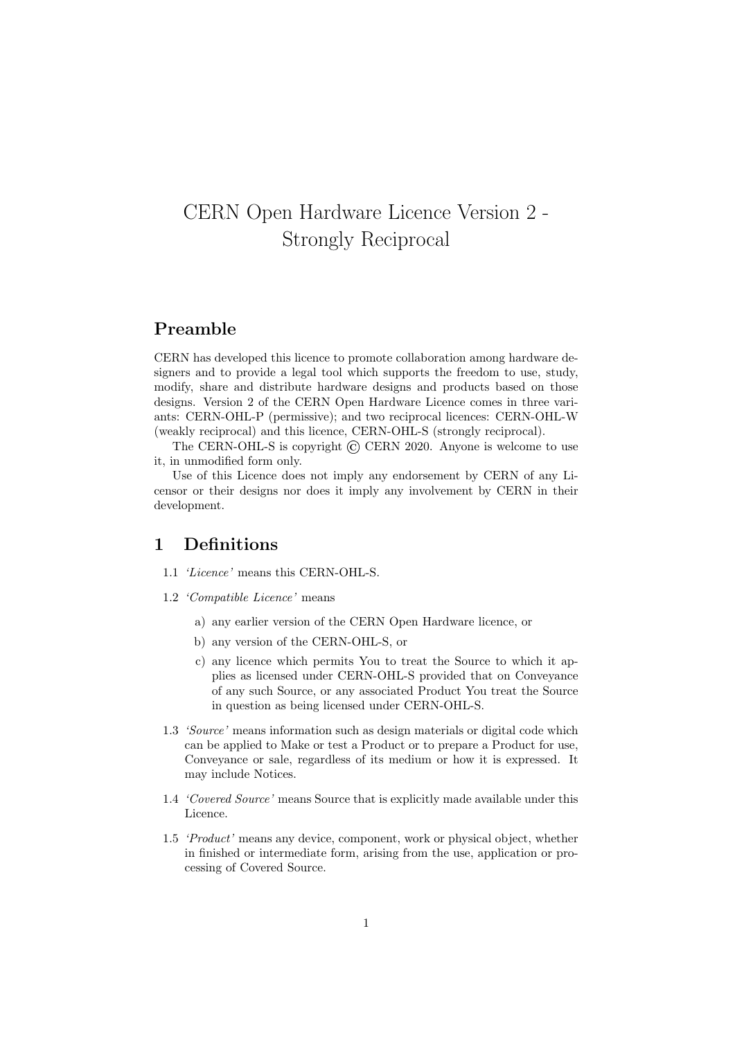# CERN Open Hardware Licence Version 2 - Strongly Reciprocal

## Preamble

CERN has developed this licence to promote collaboration among hardware designers and to provide a legal tool which supports the freedom to use, study, modify, share and distribute hardware designs and products based on those designs. Version 2 of the CERN Open Hardware Licence comes in three variants: CERN-OHL-P (permissive); and two reciprocal licences: CERN-OHL-W (weakly reciprocal) and this licence, CERN-OHL-S (strongly reciprocal).

The CERN-OHL-S is copyright © CERN 2020. Anyone is welcome to use it, in unmodified form only.

Use of this Licence does not imply any endorsement by CERN of any Licensor or their designs nor does it imply any involvement by CERN in their development.

## 1 Definitions

1.1 *'Licence'* means this CERN-OHL-S.

1.2 *'Compatible Licence'* means

a) any earlier version of the CERN Open Hardware licence, or

b) any version of the CERN-OHL-S, or

c) any licence which permits You to treat the Source to which it applies as licensed under CERN-OHL-S provided that on Conveyance of any such Source, or any associated Product You treat the Source in question as being licensed under CERN-OHL-S.

1.3 *'Source'* means information such as design materials or digital code which can be applied to Make or test a Product or to prepare a Product for use, Conveyance or sale, regardless of its medium or how it is expressed. It may include Notices.

1.4 *'Covered Source'* means Source that is explicitly made available under this Licence.

1.5 *'Product'* means any device, component, work or physical object, whether in finished or intermediate form, arising from the use, application or processing of Covered Source.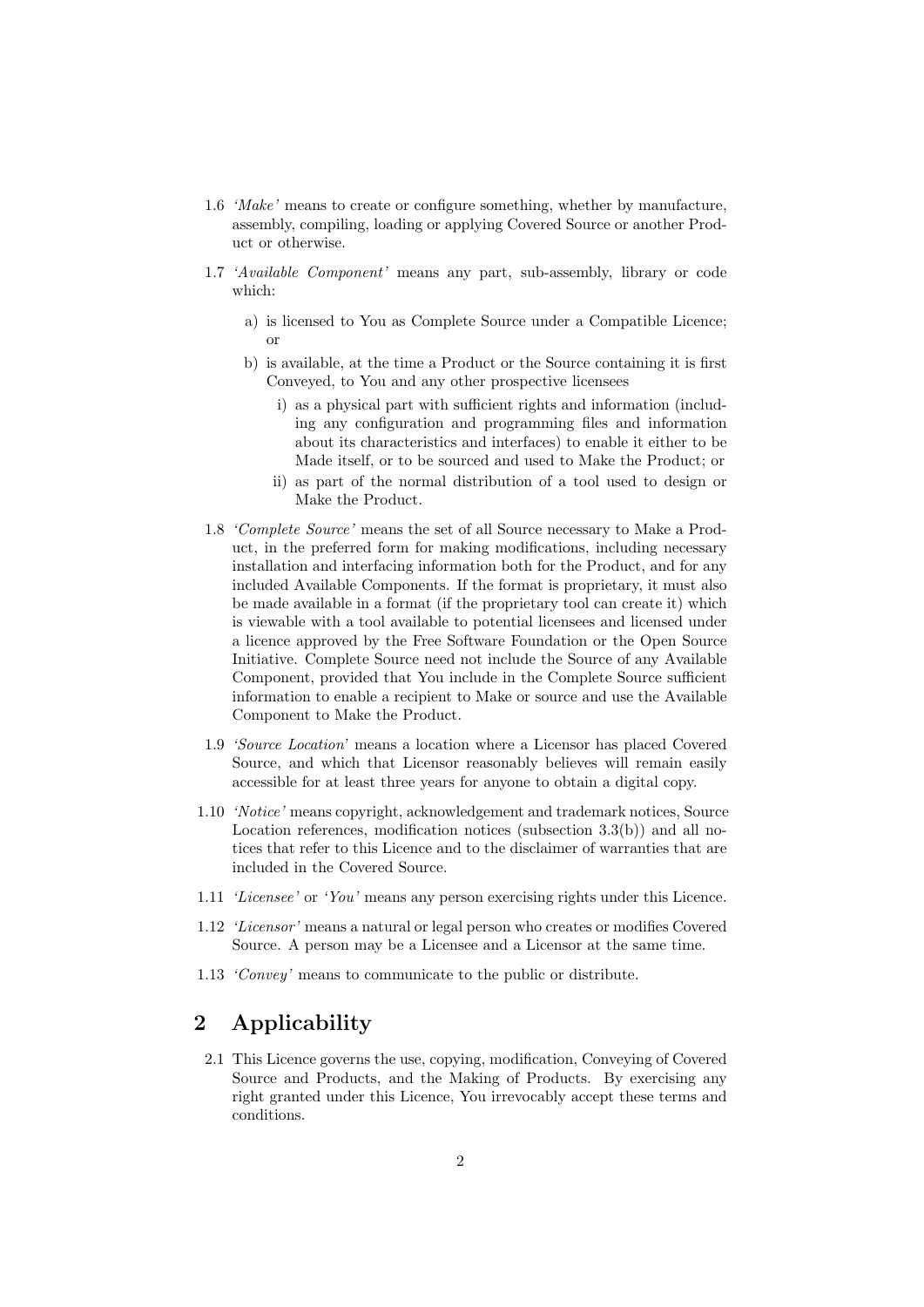1.6 *'Make'* means to create or configure something, whether by manufacture, assembly, compiling, loading or applying Covered Source or another Product or otherwise.

1.7 *'Available Component'* means any part, sub-assembly, library or code which:

  a) is licensed to You as Complete Source under a Compatible Licence; or

  b) is available, at the time a Product or the Source containing it is first Conveyed, to You and any other prospective licensees

    i) as a physical part with sufficient rights and information (including any configuration and programming files and information about its characteristics and interfaces) to enable it either to be Made itself, or to be sourced and used to Make the Product; or

    ii) as part of the normal distribution of a tool used to design or Make the Product.

1.8 *'Complete Source'* means the set of all Source necessary to Make a Product, in the preferred form for making modifications, including necessary installation and interfacing information both for the Product, and for any included Available Components. If the format is proprietary, it must also be made available in a format (if the proprietary tool can create it) which is viewable with a tool available to potential licensees and licensed under a licence approved by the Free Software Foundation or the Open Source Initiative. Complete Source need not include the Source of any Available Component, provided that You include in the Complete Source sufficient information to enable a recipient to Make or source and use the Available Component to Make the Product.

1.9 *'Source Location'* means a location where a Licensor has placed Covered Source, and which that Licensor reasonably believes will remain easily accessible for at least three years for anyone to obtain a digital copy.

1.10 *'Notice'* means copyright, acknowledgement and trademark notices, Source Location references, modification notices (subsection 3.3(b)) and all notices that refer to this Licence and to the disclaimer of warranties that are included in the Covered Source.

1.11 *'Licensee'* or *'You'* means any person exercising rights under this Licence.

1.12 *'Licensor'* means a natural or legal person who creates or modifies Covered Source. A person may be a Licensee and a Licensor at the same time.

1.13 *'Convey'* means to communicate to the public or distribute.

## 2 Applicability

2.1 This Licence governs the use, copying, modification, Conveying of Covered Source and Products, and the Making of Products. By exercising any right granted under this Licence, You irrevocably accept these terms and conditions.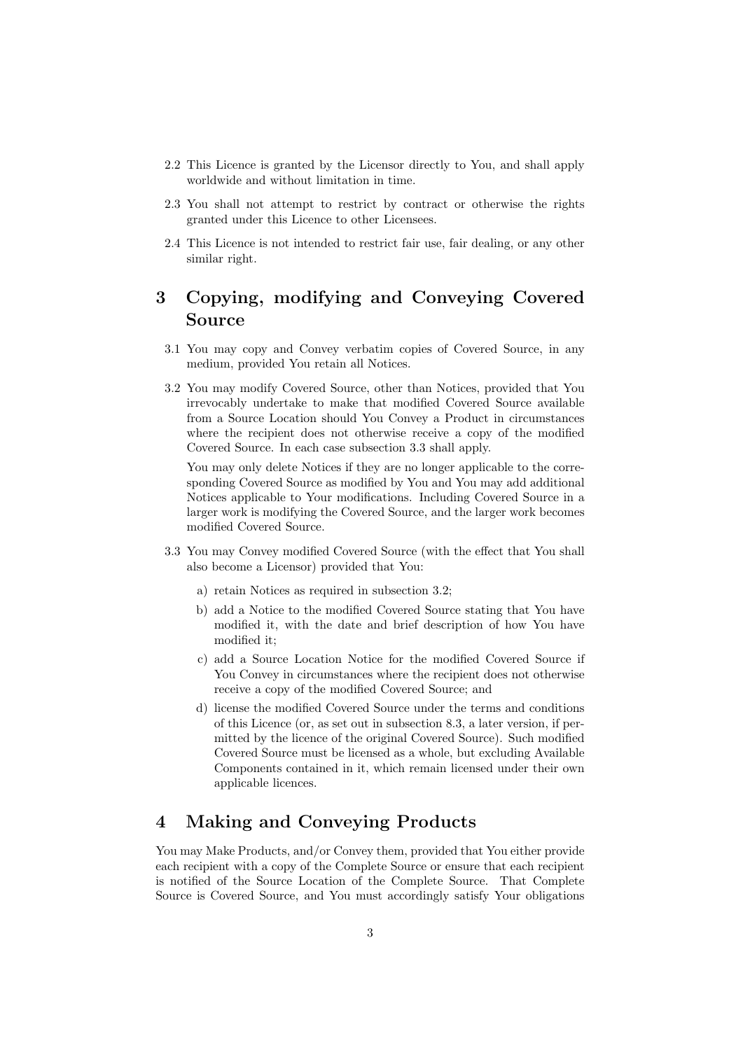2.2 This Licence is granted by the Licensor directly to You, and shall apply worldwide and without limitation in time.

2.3 You shall not attempt to restrict by contract or otherwise the rights granted under this Licence to other Licensees.

2.4 This Licence is not intended to restrict fair use, fair dealing, or any other similar right.

## 3 Copying, modifying and Conveying Covered Source

3.1 You may copy and Convey verbatim copies of Covered Source, in any medium, provided You retain all Notices.

3.2 You may modify Covered Source, other than Notices, provided that You irrevocably undertake to make that modified Covered Source available from a Source Location should You Convey a Product in circumstances where the recipient does not otherwise receive a copy of the modified Covered Source. In each case subsection 3.3 shall apply.

You may only delete Notices if they are no longer applicable to the corresponding Covered Source as modified by You and You may add additional Notices applicable to Your modifications. Including Covered Source in a larger work is modifying the Covered Source, and the larger work becomes modified Covered Source.

3.3 You may Convey modified Covered Source (with the effect that You shall also become a Licensor) provided that You:

a) retain Notices as required in subsection 3.2;

b) add a Notice to the modified Covered Source stating that You have modified it, with the date and brief description of how You have modified it;

c) add a Source Location Notice for the modified Covered Source if You Convey in circumstances where the recipient does not otherwise receive a copy of the modified Covered Source; and

d) license the modified Covered Source under the terms and conditions of this Licence (or, as set out in subsection 8.3, a later version, if permitted by the licence of the original Covered Source). Such modified Covered Source must be licensed as a whole, but excluding Available Components contained in it, which remain licensed under their own applicable licences.

## 4 Making and Conveying Products

You may Make Products, and/or Convey them, provided that You either provide each recipient with a copy of the Complete Source or ensure that each recipient is notified of the Source Location of the Complete Source. That Complete Source is Covered Source, and You must accordingly satisfy Your obligations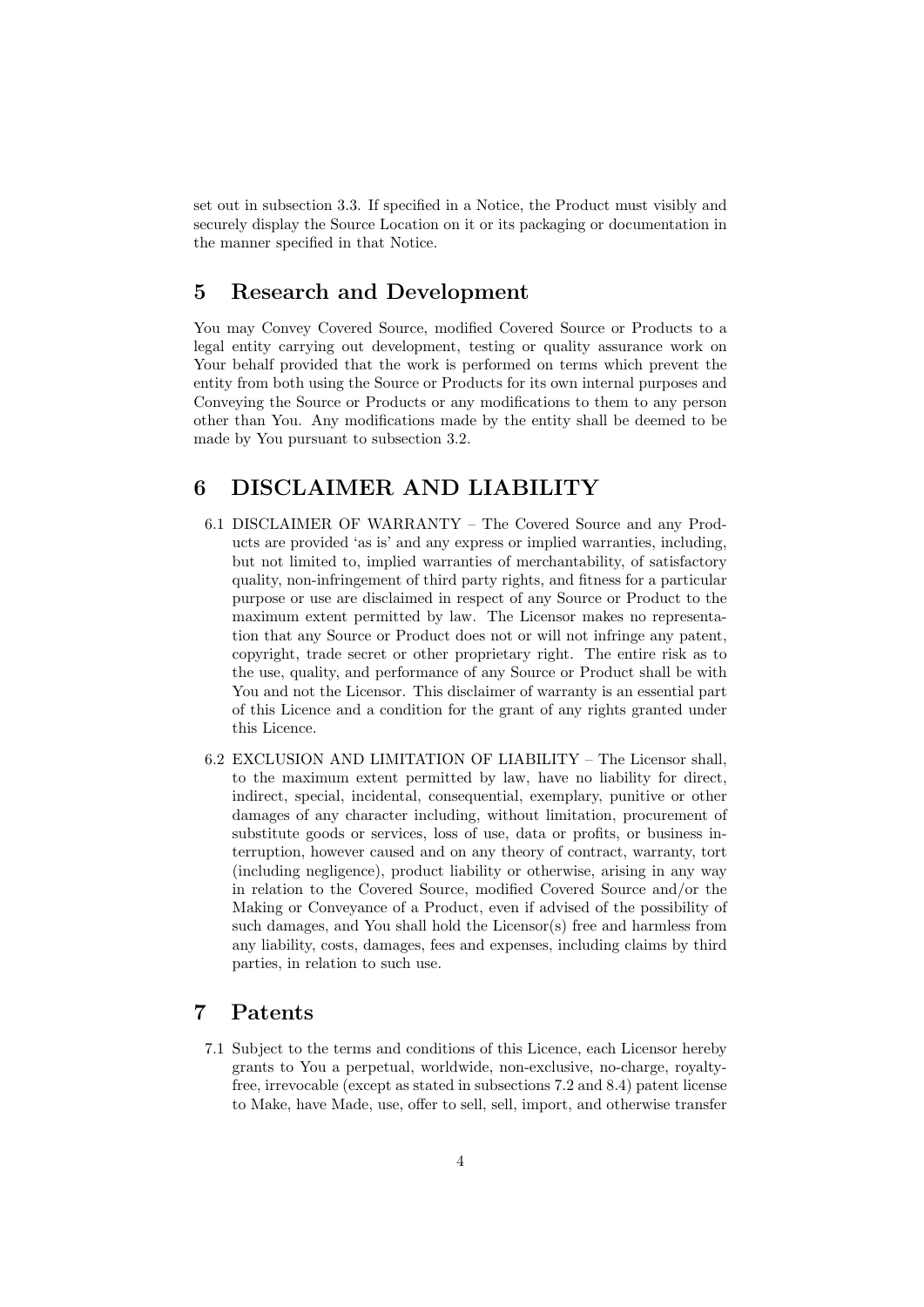set out in subsection 3.3. If specified in a Notice, the Product must visibly and securely display the Source Location on it or its packaging or documentation in the manner specified in that Notice.

# 5 Research and Development

You may Convey Covered Source, modified Covered Source or Products to a legal entity carrying out development, testing or quality assurance work on Your behalf provided that the work is performed on terms which prevent the entity from both using the Source or Products for its own internal purposes and Conveying the Source or Products or any modifications to them to any person other than You. Any modifications made by the entity shall be deemed to be made by You pursuant to subsection 3.2.

# 6 DISCLAIMER AND LIABILITY

6.1 DISCLAIMER OF WARRANTY – The Covered Source and any Products are provided 'as is' and any express or implied warranties, including, but not limited to, implied warranties of merchantability, of satisfactory quality, non-infringement of third party rights, and fitness for a particular purpose or use are disclaimed in respect of any Source or Product to the maximum extent permitted by law. The Licensor makes no representation that any Source or Product does not or will not infringe any patent, copyright, trade secret or other proprietary right. The entire risk as to the use, quality, and performance of any Source or Product shall be with You and not the Licensor. This disclaimer of warranty is an essential part of this Licence and a condition for the grant of any rights granted under this Licence.

6.2 EXCLUSION AND LIMITATION OF LIABILITY – The Licensor shall, to the maximum extent permitted by law, have no liability for direct, indirect, special, incidental, consequential, exemplary, punitive or other damages of any character including, without limitation, procurement of substitute goods or services, loss of use, data or profits, or business interruption, however caused and on any theory of contract, warranty, tort (including negligence), product liability or otherwise, arising in any way in relation to the Covered Source, modified Covered Source and/or the Making or Conveyance of a Product, even if advised of the possibility of such damages, and You shall hold the Licensor(s) free and harmless from any liability, costs, damages, fees and expenses, including claims by third parties, in relation to such use.

# 7 Patents

7.1 Subject to the terms and conditions of this Licence, each Licensor hereby grants to You a perpetual, worldwide, non-exclusive, no-charge, royalty-free, irrevocable (except as stated in subsections 7.2 and 8.4) patent license to Make, have Made, use, offer to sell, sell, import, and otherwise transfer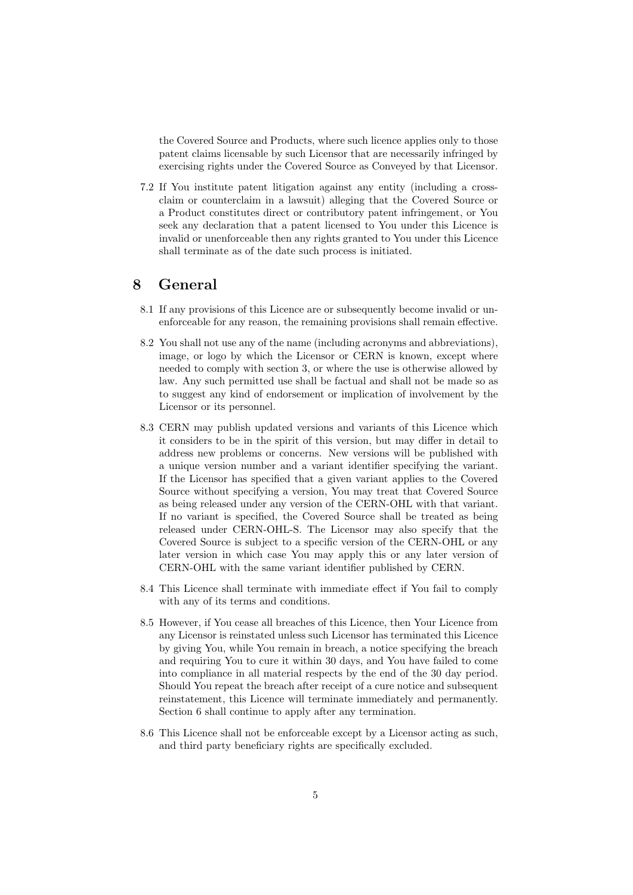the Covered Source and Products, where such licence applies only to those patent claims licensable by such Licensor that are necessarily infringed by exercising rights under the Covered Source as Conveyed by that Licensor.

7.2 If You institute patent litigation against any entity (including a cross-claim or counterclaim in a lawsuit) alleging that the Covered Source or a Product constitutes direct or contributory patent infringement, or You seek any declaration that a patent licensed to You under this Licence is invalid or unenforceable then any rights granted to You under this Licence shall terminate as of the date such process is initiated.

## 8 General

8.1 If any provisions of this Licence are or subsequently become invalid or unenforceable for any reason, the remaining provisions shall remain effective.

8.2 You shall not use any of the name (including acronyms and abbreviations), image, or logo by which the Licensor or CERN is known, except where needed to comply with section 3, or where the use is otherwise allowed by law. Any such permitted use shall be factual and shall not be made so as to suggest any kind of endorsement or implication of involvement by the Licensor or its personnel.

8.3 CERN may publish updated versions and variants of this Licence which it considers to be in the spirit of this version, but may differ in detail to address new problems or concerns. New versions will be published with a unique version number and a variant identifier specifying the variant. If the Licensor has specified that a given variant applies to the Covered Source without specifying a version, You may treat that Covered Source as being released under any version of the CERN-OHL with that variant. If no variant is specified, the Covered Source shall be treated as being released under CERN-OHL-S. The Licensor may also specify that the Covered Source is subject to a specific version of the CERN-OHL or any later version in which case You may apply this or any later version of CERN-OHL with the same variant identifier published by CERN.

8.4 This Licence shall terminate with immediate effect if You fail to comply with any of its terms and conditions.

8.5 However, if You cease all breaches of this Licence, then Your Licence from any Licensor is reinstated unless such Licensor has terminated this Licence by giving You, while You remain in breach, a notice specifying the breach and requiring You to cure it within 30 days, and You have failed to come into compliance in all material respects by the end of the 30 day period. Should You repeat the breach after receipt of a cure notice and subsequent reinstatement, this Licence will terminate immediately and permanently. Section 6 shall continue to apply after any termination.

8.6 This Licence shall not be enforceable except by a Licensor acting as such, and third party beneficiary rights are specifically excluded.